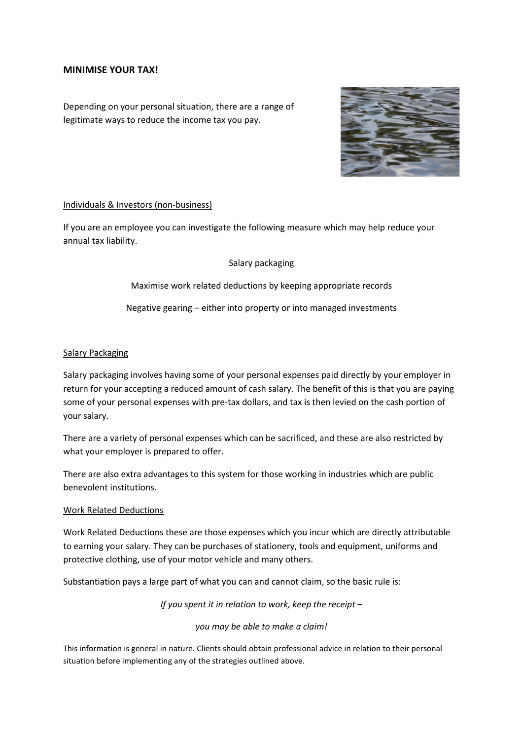## MINIMISE YOUR TAX!

Depending on your personal situation, there are a range of legitimate ways to reduce the income tax you pay.

### Individuals & Investors (non-business)

If you are an employee you can investigate the following measure which may help reduce your annual tax liability.

Salary packaging

Maximise work related deductions by keeping appropriate records

Negative gearing – either into property or into managed investments

### Salary Packaging

Salary packaging involves having some of your personal expenses paid directly by your employer in return for your accepting a reduced amount of cash salary. The benefit of this is that you are paying some of your personal expenses with pre-tax dollars, and tax is then levied on the cash portion of your salary.

There are a variety of personal expenses which can be sacrificed, and these are also restricted by what your employer is prepared to offer.

There are also extra advantages to this system for those working in industries which are public benevolent institutions.

### Work Related Deductions

Work Related Deductions these are those expenses which you incur which are directly attributable to earning your salary. They can be purchases of stationery, tools and equipment, uniforms and protective clothing, use of your motor vehicle and many others.

Substantiation pays a large part of what you can and cannot claim, so the basic rule is:

*If you spent it in relation to work, keep the receipt –*

*you may be able to make a claim!*

This information is general in nature. Clients should obtain professional advice in relation to their personal situation before implementing any of the strategies outlined above.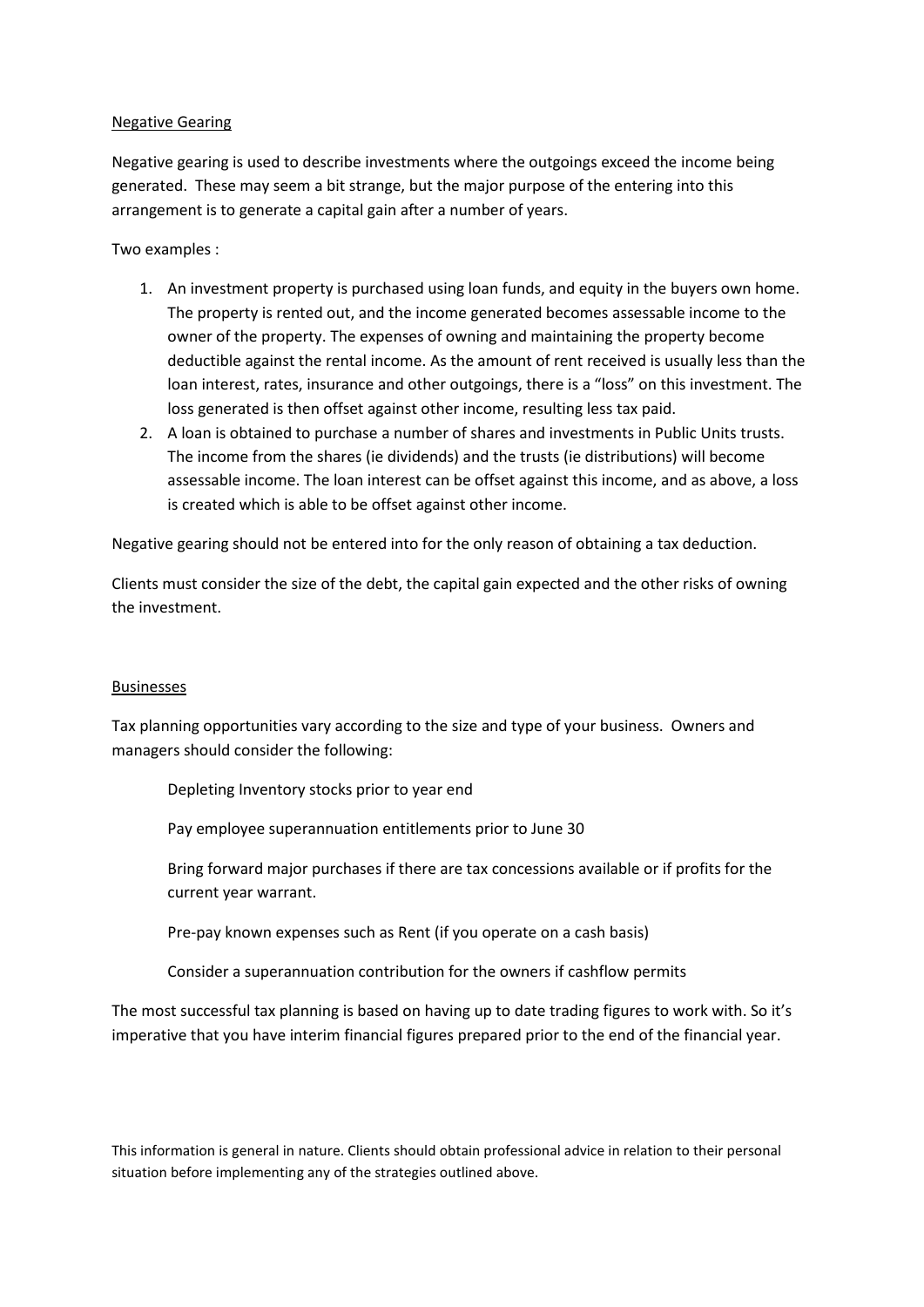<u>Negative Gearing</u>

Negative gearing is used to describe investments where the outgoings exceed the income being generated. These may seem a bit strange, but the major purpose of the entering into this arrangement is to generate a capital gain after a number of years.

Two examples :

1. An investment property is purchased using loan funds, and equity in the buyers own home. The property is rented out, and the income generated becomes assessable income to the owner of the property. The expenses of owning and maintaining the property become deductible against the rental income. As the amount of rent received is usually less than the loan interest, rates, insurance and other outgoings, there is a "loss" on this investment. The loss generated is then offset against other income, resulting less tax paid.
2. A loan is obtained to purchase a number of shares and investments in Public Units trusts. The income from the shares (ie dividends) and the trusts (ie distributions) will become assessable income. The loan interest can be offset against this income, and as above, a loss is created which is able to be offset against other income.

Negative gearing should not be entered into for the only reason of obtaining a tax deduction.

Clients must consider the size of the debt, the capital gain expected and the other risks of owning the investment.

<u>Businesses</u>

Tax planning opportunities vary according to the size and type of your business. Owners and managers should consider the following:

Depleting Inventory stocks prior to year end

Pay employee superannuation entitlements prior to June 30

Bring forward major purchases if there are tax concessions available or if profits for the current year warrant.

Pre-pay known expenses such as Rent (if you operate on a cash basis)

Consider a superannuation contribution for the owners if cashflow permits

The most successful tax planning is based on having up to date trading figures to work with. So it's imperative that you have interim financial figures prepared prior to the end of the financial year.

This information is general in nature. Clients should obtain professional advice in relation to their personal situation before implementing any of the strategies outlined above.